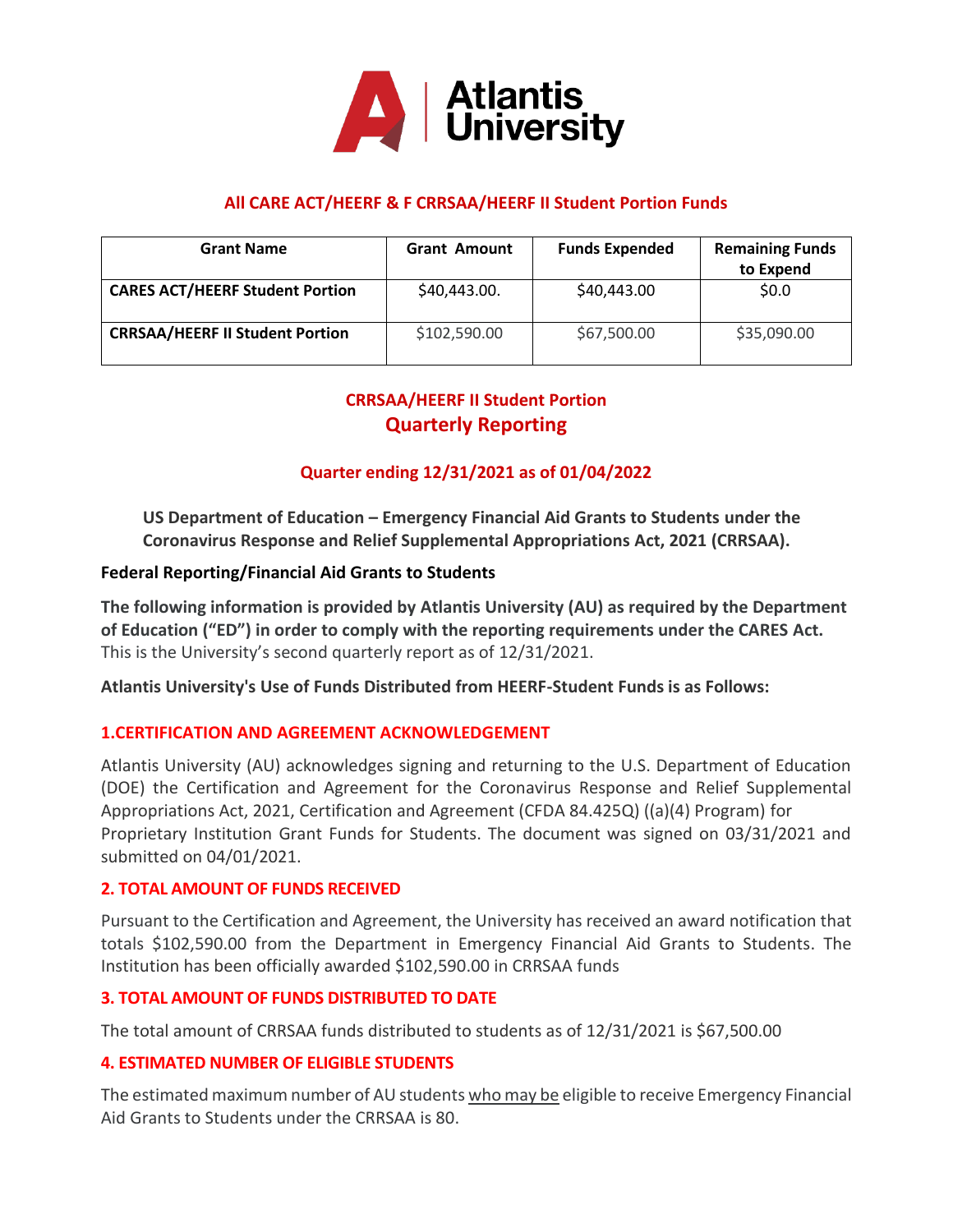**Atlantis University**

## All CARE ACT/HEERF & F CRRSAA/HEERF II Student Portion Funds

| Grant Name | Grant Amount | Funds Expended | Remaining Funds to Expend |
|---|---|---|---|
| **CARES ACT/HEERF Student Portion** | $40,443.00. | $40,443.00 | $0.0 |
| **CRRSAA/HEERF II Student Portion** | $102,590.00 | $67,500.00 | $35,090.00 |

## CRRSAA/HEERF II Student Portion
## Quarterly Reporting

### Quarter ending 12/31/2021 as of 01/04/2022

**US Department of Education – Emergency Financial Aid Grants to Students under the Coronavirus Response and Relief Supplemental Appropriations Act, 2021 (CRRSAA).**

**Federal Reporting/Financial Aid Grants to Students**

**The following information is provided by Atlantis University (AU) as required by the Department of Education ("ED") in order to comply with the reporting requirements under the CARES Act.** This is the University's second quarterly report as of 12/31/2021.

**Atlantis University's Use of Funds Distributed from HEERF-Student Funds is as Follows:**

### 1.CERTIFICATION AND AGREEMENT ACKNOWLEDGEMENT

Atlantis University (AU) acknowledges signing and returning to the U.S. Department of Education (DOE) the Certification and Agreement for the Coronavirus Response and Relief Supplemental Appropriations Act, 2021, Certification and Agreement (CFDA 84.425Q) ((a)(4) Program) for Proprietary Institution Grant Funds for Students. The document was signed on 03/31/2021 and submitted on 04/01/2021.

### 2. TOTAL AMOUNT OF FUNDS RECEIVED

Pursuant to the Certification and Agreement, the University has received an award notification that totals $102,590.00 from the Department in Emergency Financial Aid Grants to Students. The Institution has been officially awarded $102,590.00 in CRRSAA funds

### 3. TOTAL AMOUNT OF FUNDS DISTRIBUTED TO DATE

The total amount of CRRSAA funds distributed to students as of 12/31/2021 is $67,500.00

### 4. ESTIMATED NUMBER OF ELIGIBLE STUDENTS

The estimated maximum number of AU students who may be eligible to receive Emergency Financial Aid Grants to Students under the CRRSAA is 80.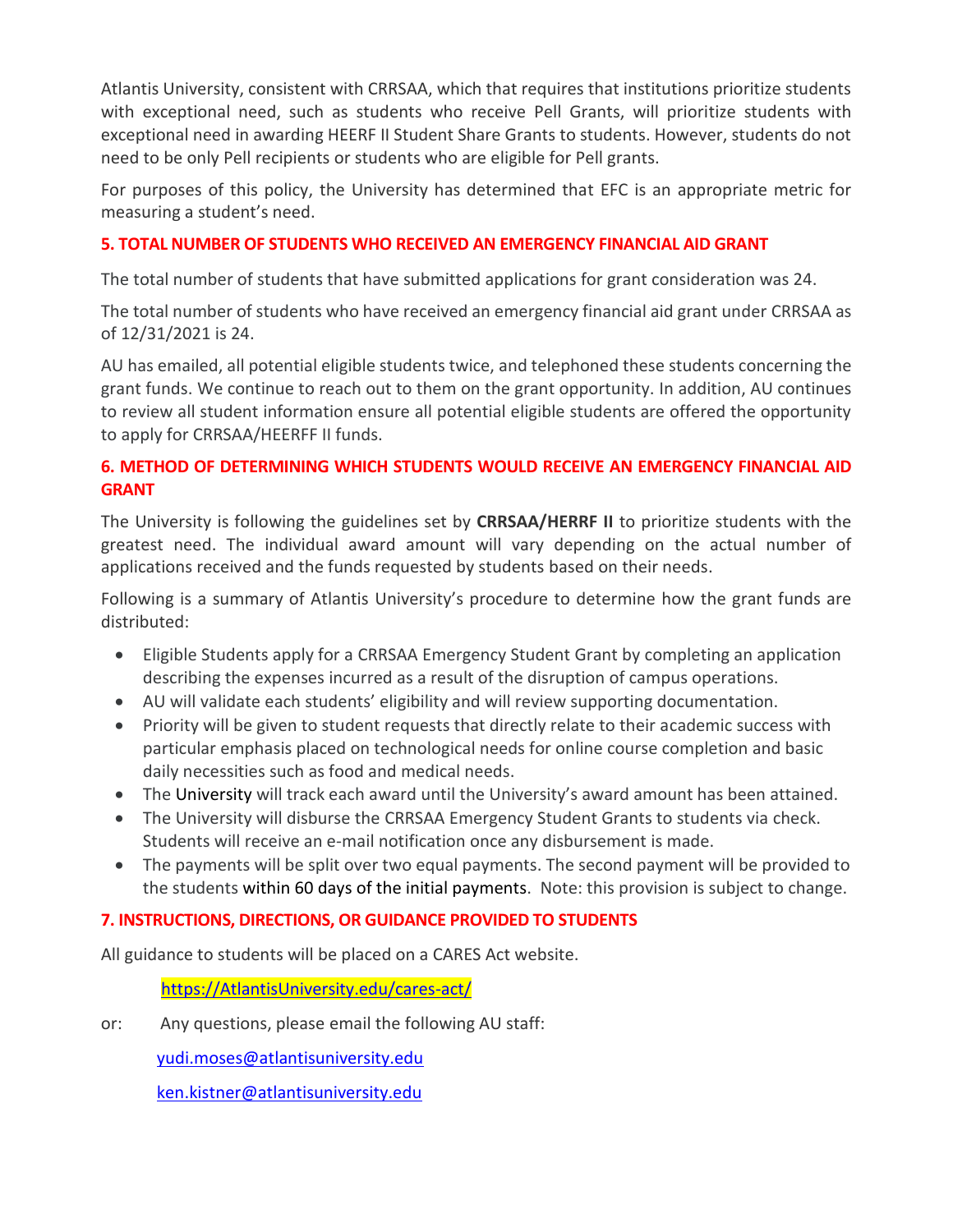Atlantis University, consistent with CRRSAA, which that requires that institutions prioritize students with exceptional need, such as students who receive Pell Grants, will prioritize students with exceptional need in awarding HEERF II Student Share Grants to students. However, students do not need to be only Pell recipients or students who are eligible for Pell grants.

For purposes of this policy, the University has determined that EFC is an appropriate metric for measuring a student's need.

## 5. TOTAL NUMBER OF STUDENTS WHO RECEIVED AN EMERGENCY FINANCIAL AID GRANT

The total number of students that have submitted applications for grant consideration was 24.

The total number of students who have received an emergency financial aid grant under CRRSAA as of 12/31/2021 is 24.

AU has emailed, all potential eligible students twice, and telephoned these students concerning the grant funds. We continue to reach out to them on the grant opportunity. In addition, AU continues to review all student information ensure all potential eligible students are offered the opportunity to apply for CRRSAA/HEERFF II funds.

## 6. METHOD OF DETERMINING WHICH STUDENTS WOULD RECEIVE AN EMERGENCY FINANCIAL AID GRANT

The University is following the guidelines set by **CRRSAA/HERRF II** to prioritize students with the greatest need. The individual award amount will vary depending on the actual number of applications received and the funds requested by students based on their needs.

Following is a summary of Atlantis University's procedure to determine how the grant funds are distributed:

- Eligible Students apply for a CRRSAA Emergency Student Grant by completing an application describing the expenses incurred as a result of the disruption of campus operations.
- AU will validate each students' eligibility and will review supporting documentation.
- Priority will be given to student requests that directly relate to their academic success with particular emphasis placed on technological needs for online course completion and basic daily necessities such as food and medical needs.
- The University will track each award until the University's award amount has been attained.
- The University will disburse the CRRSAA Emergency Student Grants to students via check. Students will receive an e-mail notification once any disbursement is made.
- The payments will be split over two equal payments. The second payment will be provided to the students within 60 days of the initial payments. Note: this provision is subject to change.

## 7. INSTRUCTIONS, DIRECTIONS, OR GUIDANCE PROVIDED TO STUDENTS

All guidance to students will be placed on a CARES Act website.

https://AtlantisUniversity.edu/cares-act/

or: Any questions, please email the following AU staff:

yudi.moses@atlantisuniversity.edu

ken.kistner@atlantisuniversity.edu